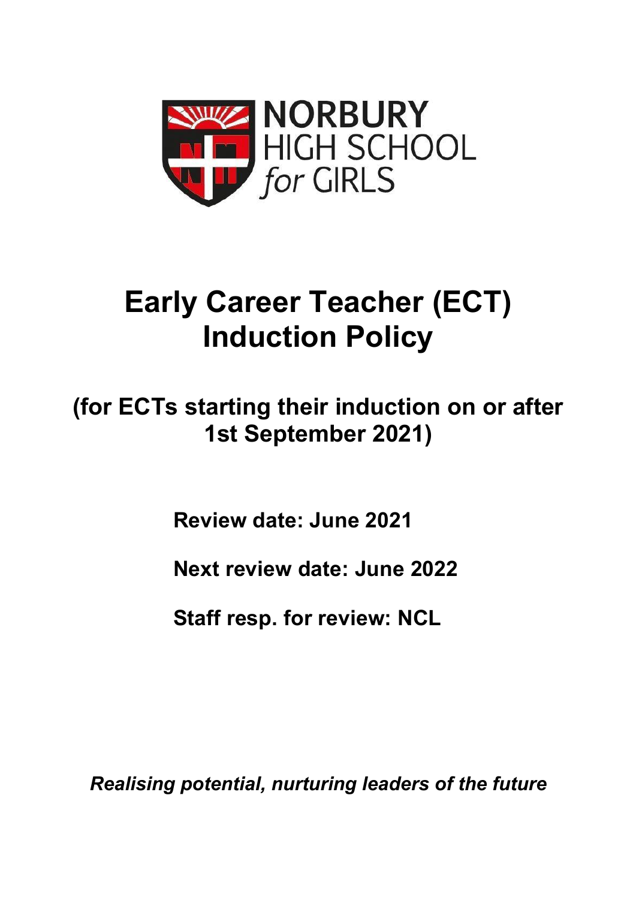NORBURY HIGH SCHOOL *for* GIRLS

# Early Career Teacher (ECT) Induction Policy

## (for ECTs starting their induction on or after 1st September 2021)

**Review date: June 2021**

**Next review date: June 2022**

**Staff resp. for review: NCL**

***Realising potential, nurturing leaders of the future***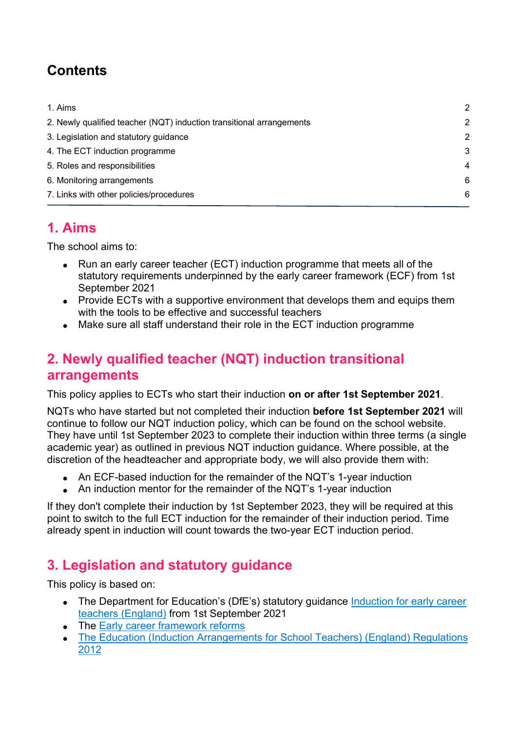## Contents

1. Aims 2
2. Newly qualified teacher (NQT) induction transitional arrangements 2
3. Legislation and statutory guidance 2
4. The ECT induction programme 3
5. Roles and responsibilities 4
6. Monitoring arrangements 6
7. Links with other policies/procedures 6

## 1. Aims

The school aims to:

- Run an early career teacher (ECT) induction programme that meets all of the statutory requirements underpinned by the early career framework (ECF) from 1st September 2021
- Provide ECTs with a supportive environment that develops them and equips them with the tools to be effective and successful teachers
- Make sure all staff understand their role in the ECT induction programme

## 2. Newly qualified teacher (NQT) induction transitional arrangements

This policy applies to ECTs who start their induction **on or after 1st September 2021**.

NQTs who have started but not completed their induction **before 1st September 2021** will continue to follow our NQT induction policy, which can be found on the school website. They have until 1st September 2023 to complete their induction within three terms (a single academic year) as outlined in previous NQT induction guidance. Where possible, at the discretion of the headteacher and appropriate body, we will also provide them with:

- An ECF-based induction for the remainder of the NQT's 1-year induction
- An induction mentor for the remainder of the NQT's 1-year induction

If they don't complete their induction by 1st September 2023, they will be required at this point to switch to the full ECT induction for the remainder of their induction period. Time already spent in induction will count towards the two-year ECT induction period.

## 3. Legislation and statutory guidance

This policy is based on:

- The Department for Education's (DfE's) statutory guidance Induction for early career teachers (England) from 1st September 2021
- The Early career framework reforms
- The Education (Induction Arrangements for School Teachers) (England) Regulations 2012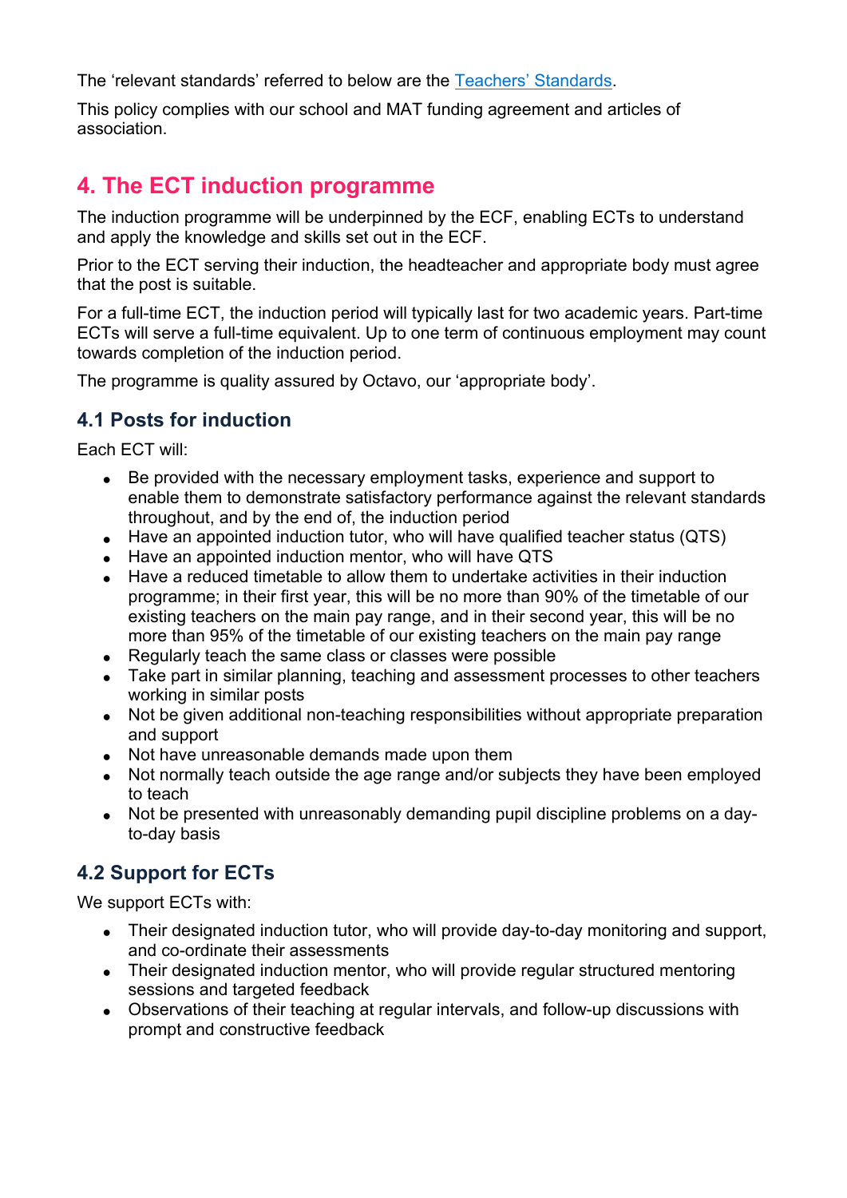The 'relevant standards' referred to below are the [Teachers' Standards](#).

This policy complies with our school and MAT funding agreement and articles of association.

## 4. The ECT induction programme

The induction programme will be underpinned by the ECF, enabling ECTs to understand and apply the knowledge and skills set out in the ECF.

Prior to the ECT serving their induction, the headteacher and appropriate body must agree that the post is suitable.

For a full-time ECT, the induction period will typically last for two academic years. Part-time ECTs will serve a full-time equivalent. Up to one term of continuous employment may count towards completion of the induction period.

The programme is quality assured by Octavo, our 'appropriate body'.

### 4.1 Posts for induction

Each ECT will:

- Be provided with the necessary employment tasks, experience and support to enable them to demonstrate satisfactory performance against the relevant standards throughout, and by the end of, the induction period
- Have an appointed induction tutor, who will have qualified teacher status (QTS)
- Have an appointed induction mentor, who will have QTS
- Have a reduced timetable to allow them to undertake activities in their induction programme; in their first year, this will be no more than 90% of the timetable of our existing teachers on the main pay range, and in their second year, this will be no more than 95% of the timetable of our existing teachers on the main pay range
- Regularly teach the same class or classes were possible
- Take part in similar planning, teaching and assessment processes to other teachers working in similar posts
- Not be given additional non-teaching responsibilities without appropriate preparation and support
- Not have unreasonable demands made upon them
- Not normally teach outside the age range and/or subjects they have been employed to teach
- Not be presented with unreasonably demanding pupil discipline problems on a day-to-day basis

### 4.2 Support for ECTs

We support ECTs with:

- Their designated induction tutor, who will provide day-to-day monitoring and support, and co-ordinate their assessments
- Their designated induction mentor, who will provide regular structured mentoring sessions and targeted feedback
- Observations of their teaching at regular intervals, and follow-up discussions with prompt and constructive feedback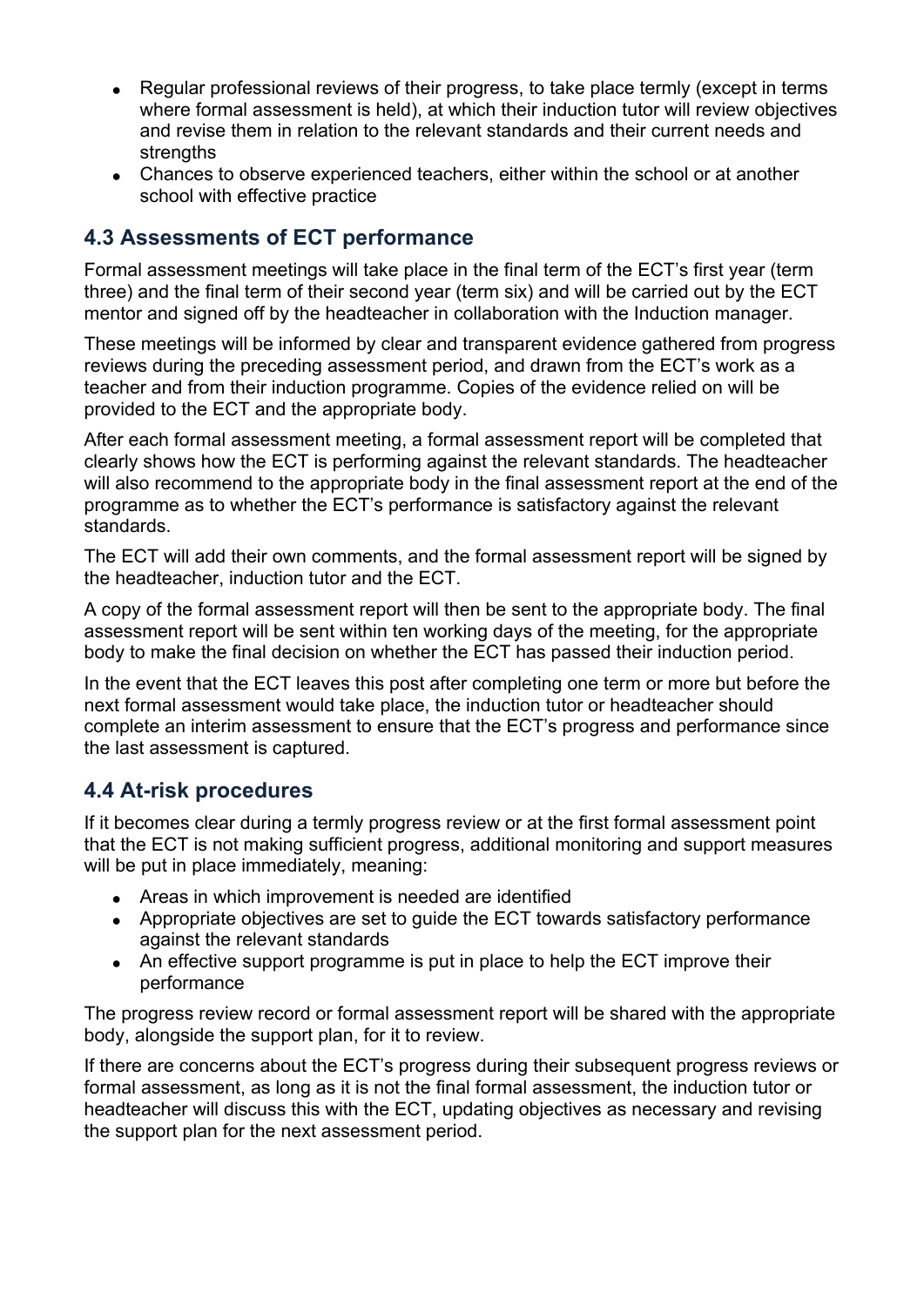- Regular professional reviews of their progress, to take place termly (except in terms where formal assessment is held), at which their induction tutor will review objectives and revise them in relation to the relevant standards and their current needs and strengths
- Chances to observe experienced teachers, either within the school or at another school with effective practice

### 4.3 Assessments of ECT performance

Formal assessment meetings will take place in the final term of the ECT's first year (term three) and the final term of their second year (term six) and will be carried out by the ECT mentor and signed off by the headteacher in collaboration with the Induction manager.

These meetings will be informed by clear and transparent evidence gathered from progress reviews during the preceding assessment period, and drawn from the ECT's work as a teacher and from their induction programme. Copies of the evidence relied on will be provided to the ECT and the appropriate body.

After each formal assessment meeting, a formal assessment report will be completed that clearly shows how the ECT is performing against the relevant standards. The headteacher will also recommend to the appropriate body in the final assessment report at the end of the programme as to whether the ECT's performance is satisfactory against the relevant standards.

The ECT will add their own comments, and the formal assessment report will be signed by the headteacher, induction tutor and the ECT.

A copy of the formal assessment report will then be sent to the appropriate body. The final assessment report will be sent within ten working days of the meeting, for the appropriate body to make the final decision on whether the ECT has passed their induction period.

In the event that the ECT leaves this post after completing one term or more but before the next formal assessment would take place, the induction tutor or headteacher should complete an interim assessment to ensure that the ECT's progress and performance since the last assessment is captured.

### 4.4 At-risk procedures

If it becomes clear during a termly progress review or at the first formal assessment point that the ECT is not making sufficient progress, additional monitoring and support measures will be put in place immediately, meaning:

- Areas in which improvement is needed are identified
- Appropriate objectives are set to guide the ECT towards satisfactory performance against the relevant standards
- An effective support programme is put in place to help the ECT improve their performance

The progress review record or formal assessment report will be shared with the appropriate body, alongside the support plan, for it to review.

If there are concerns about the ECT's progress during their subsequent progress reviews or formal assessment, as long as it is not the final formal assessment, the induction tutor or headteacher will discuss this with the ECT, updating objectives as necessary and revising the support plan for the next assessment period.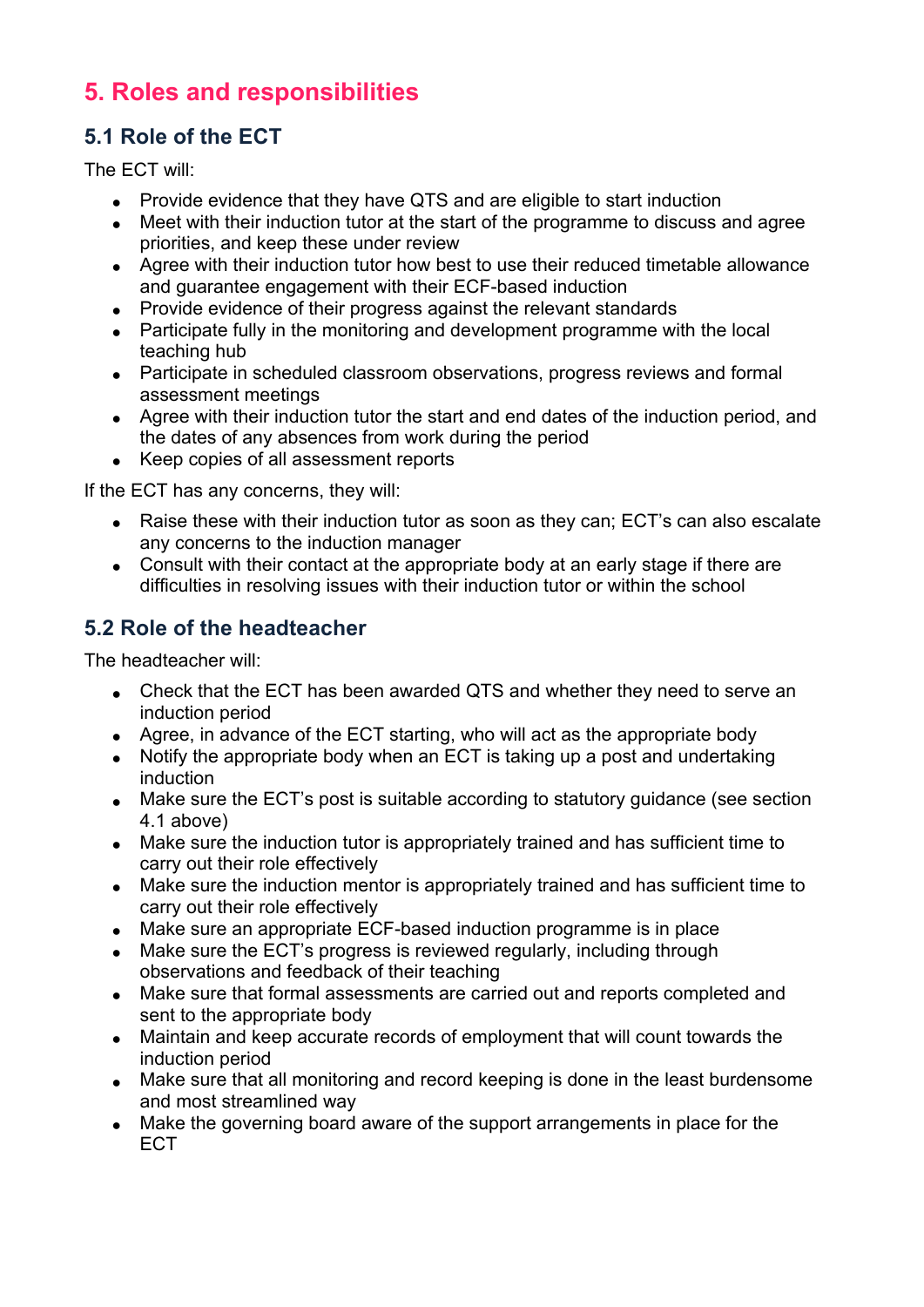## 5. Roles and responsibilities

### 5.1 Role of the ECT

The ECT will:

- Provide evidence that they have QTS and are eligible to start induction
- Meet with their induction tutor at the start of the programme to discuss and agree priorities, and keep these under review
- Agree with their induction tutor how best to use their reduced timetable allowance and guarantee engagement with their ECF-based induction
- Provide evidence of their progress against the relevant standards
- Participate fully in the monitoring and development programme with the local teaching hub
- Participate in scheduled classroom observations, progress reviews and formal assessment meetings
- Agree with their induction tutor the start and end dates of the induction period, and the dates of any absences from work during the period
- Keep copies of all assessment reports

If the ECT has any concerns, they will:

- Raise these with their induction tutor as soon as they can; ECT's can also escalate any concerns to the induction manager
- Consult with their contact at the appropriate body at an early stage if there are difficulties in resolving issues with their induction tutor or within the school

### 5.2 Role of the headteacher

The headteacher will:

- Check that the ECT has been awarded QTS and whether they need to serve an induction period
- Agree, in advance of the ECT starting, who will act as the appropriate body
- Notify the appropriate body when an ECT is taking up a post and undertaking induction
- Make sure the ECT's post is suitable according to statutory guidance (see section 4.1 above)
- Make sure the induction tutor is appropriately trained and has sufficient time to carry out their role effectively
- Make sure the induction mentor is appropriately trained and has sufficient time to carry out their role effectively
- Make sure an appropriate ECF-based induction programme is in place
- Make sure the ECT's progress is reviewed regularly, including through observations and feedback of their teaching
- Make sure that formal assessments are carried out and reports completed and sent to the appropriate body
- Maintain and keep accurate records of employment that will count towards the induction period
- Make sure that all monitoring and record keeping is done in the least burdensome and most streamlined way
- Make the governing board aware of the support arrangements in place for the ECT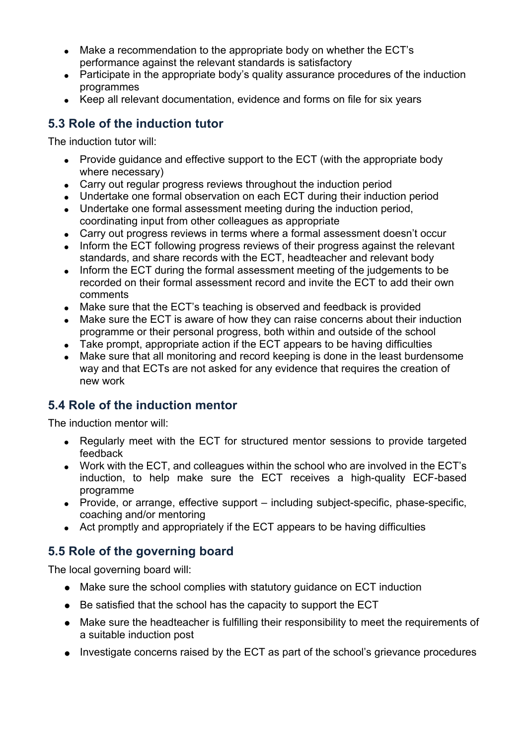- Make a recommendation to the appropriate body on whether the ECT's performance against the relevant standards is satisfactory
- Participate in the appropriate body's quality assurance procedures of the induction programmes
- Keep all relevant documentation, evidence and forms on file for six years

## 5.3 Role of the induction tutor

The induction tutor will:

- Provide guidance and effective support to the ECT (with the appropriate body where necessary)
- Carry out regular progress reviews throughout the induction period
- Undertake one formal observation on each ECT during their induction period
- Undertake one formal assessment meeting during the induction period, coordinating input from other colleagues as appropriate
- Carry out progress reviews in terms where a formal assessment doesn't occur
- Inform the ECT following progress reviews of their progress against the relevant standards, and share records with the ECT, headteacher and relevant body
- Inform the ECT during the formal assessment meeting of the judgements to be recorded on their formal assessment record and invite the ECT to add their own comments
- Make sure that the ECT's teaching is observed and feedback is provided
- Make sure the ECT is aware of how they can raise concerns about their induction programme or their personal progress, both within and outside of the school
- Take prompt, appropriate action if the ECT appears to be having difficulties
- Make sure that all monitoring and record keeping is done in the least burdensome way and that ECTs are not asked for any evidence that requires the creation of new work

## 5.4 Role of the induction mentor

The induction mentor will:

- Regularly meet with the ECT for structured mentor sessions to provide targeted feedback
- Work with the ECT, and colleagues within the school who are involved in the ECT's induction, to help make sure the ECT receives a high-quality ECF-based programme
- Provide, or arrange, effective support – including subject-specific, phase-specific, coaching and/or mentoring
- Act promptly and appropriately if the ECT appears to be having difficulties

## 5.5 Role of the governing board

The local governing board will:

- Make sure the school complies with statutory guidance on ECT induction
- Be satisfied that the school has the capacity to support the ECT
- Make sure the headteacher is fulfilling their responsibility to meet the requirements of a suitable induction post
- Investigate concerns raised by the ECT as part of the school's grievance procedures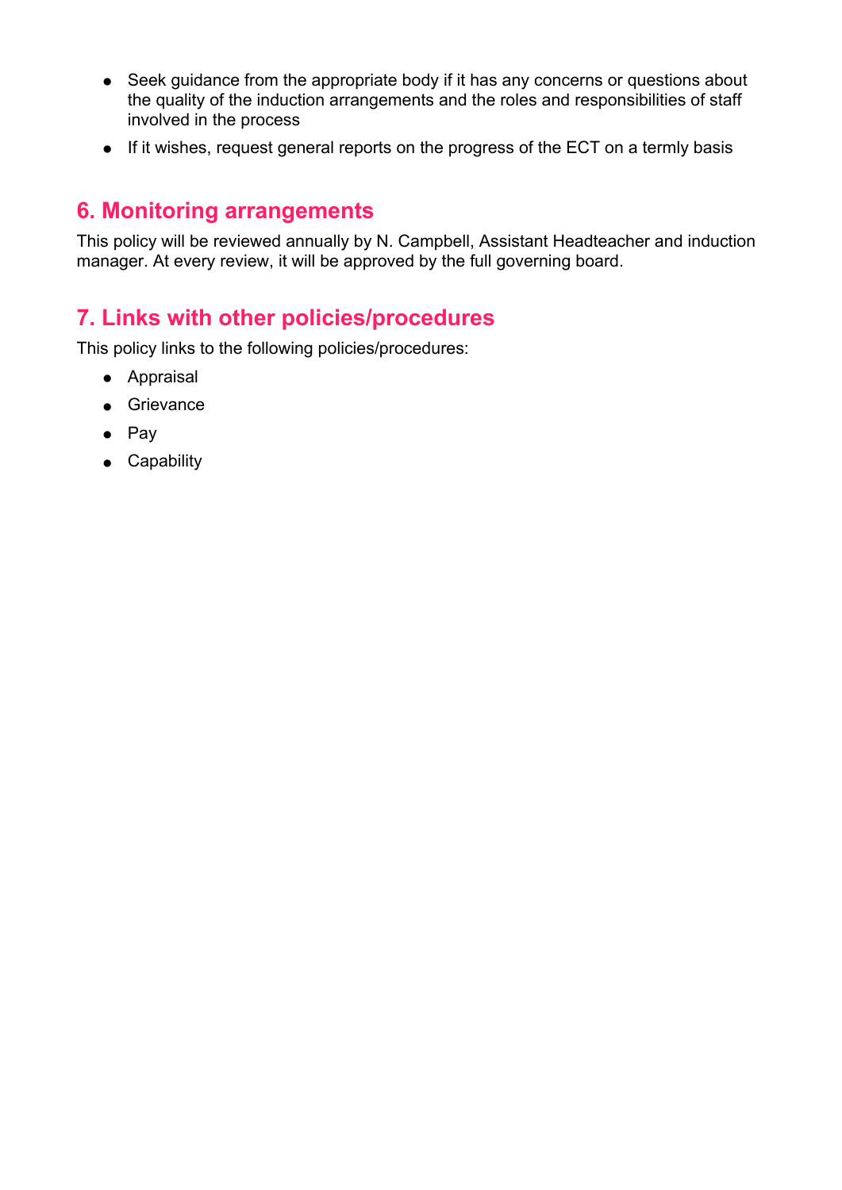- Seek guidance from the appropriate body if it has any concerns or questions about the quality of the induction arrangements and the roles and responsibilities of staff involved in the process
- If it wishes, request general reports on the progress of the ECT on a termly basis

## 6. Monitoring arrangements

This policy will be reviewed annually by N. Campbell, Assistant Headteacher and induction manager. At every review, it will be approved by the full governing board.

## 7. Links with other policies/procedures

This policy links to the following policies/procedures:

- Appraisal
- Grievance
- Pay
- Capability